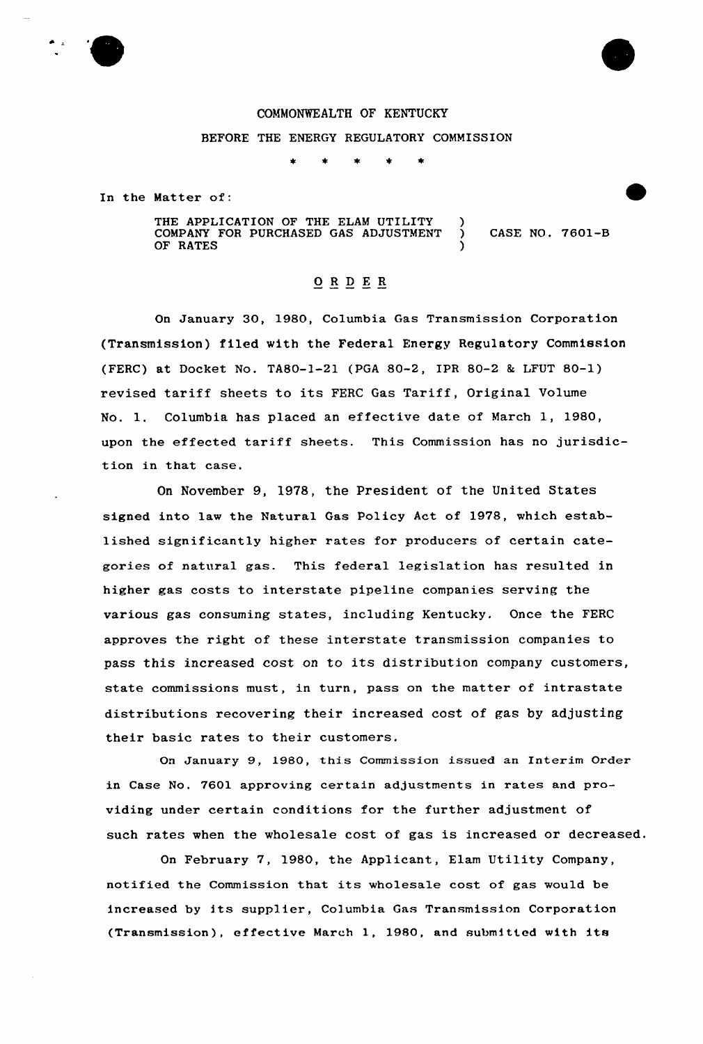COMMONWEALTH OF KENTUCKY

BEFORE THE ENERGY REGULATORY COMMISSION

\* \* \* \* \*

In the Matter of:

| | | |
|---|---|---|
| THE APPLICATION OF THE ELAM UTILITY COMPANY FOR PURCHASED GAS ADJUSTMENT OF RATES | ) ) ) | CASE NO. 7601-B |

## ORDER

On January 30, 1980, Columbia Gas Transmission Corporation (Transmission) filed with the Federal Energy Regulatory Commission (FERC) at Docket No. TA80-1-21 (PGA 80-2, IPR 80-2 & LFUT 80-1) revised tariff sheets to its FERC Gas Tariff, Original Volume No. 1. Columbia has placed an effective date of March 1, 1980, upon the effected tariff sheets. This Commission has no jurisdiction in that case.

On November 9, 1978, the President of the United States signed into law the Natural Gas Policy Act of 1978, which established significantly higher rates for producers of certain categories of natural gas. This federal legislation has resulted in higher gas costs to interstate pipeline companies serving the various gas consuming states, including Kentucky. Once the FERC approves the right of these interstate transmission companies to pass this increased cost on to its distribution company customers, state commissions must, in turn, pass on the matter of intrastate distributions recovering their increased cost of gas by adjusting their basic rates to their customers.

On January 9, 1980, this Commission issued an Interim Order in Case No. 7601 approving certain adjustments in rates and providing under certain conditions for the further adjustment of such rates when the wholesale cost of gas is increased or decreased.

On February 7, 1980, the Applicant, Elam Utility Company, notified the Commission that its wholesale cost of gas would be increased by its supplier, Columbia Gas Transmission Corporation (Transmission), effective March 1, 1980, and submitted with its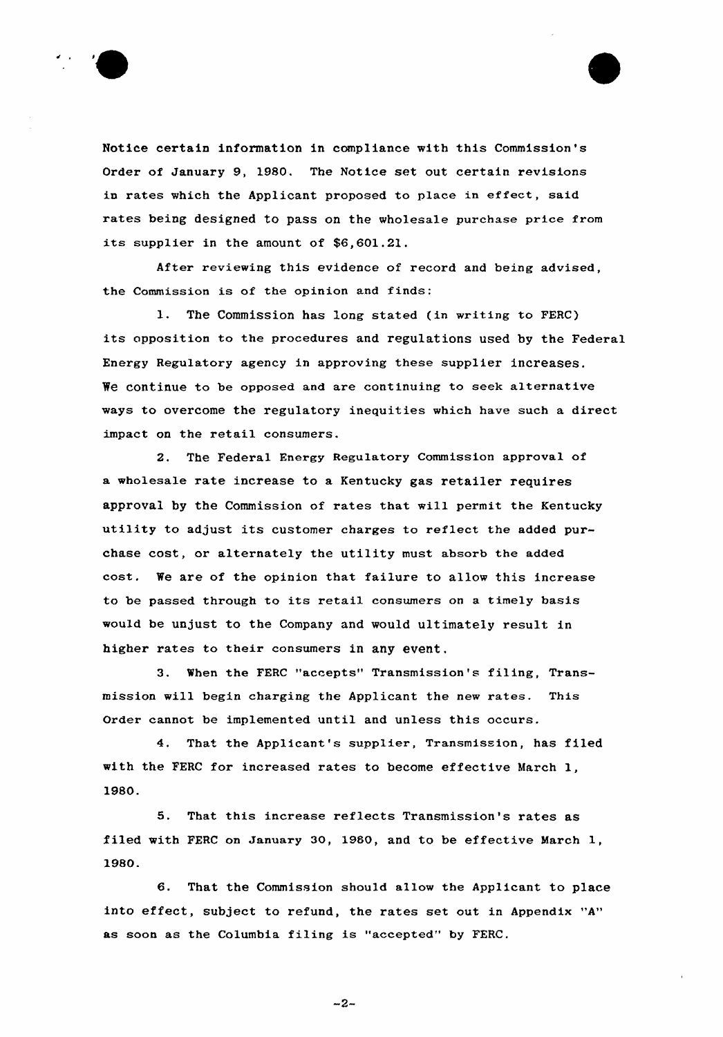Notice certain information in compliance with this Commission's Order of January 9, 1980. The Notice set out certain revisions in rates which the Applicant proposed to place in effect, said rates being designed to pass on the wholesale purchase price from its supplier in the amount of $6,601.21.

After reviewing this evidence of record and being advised, the Commission is of the opinion and finds:

1. The Commission has long stated (in writing to FERC) its opposition to the procedures and regulations used by the Federal Energy Regulatory agency in approving these supplier increases. We continue to be opposed and are continuing to seek alternative ways to overcome the regulatory inequities which have such a direct impact on the retail consumers.

2. The Federal Energy Regulatory Commission approval of a wholesale rate increase to a Kentucky gas retailer requires approval by the Commission of rates that will permit the Kentucky utility to adjust its customer charges to reflect the added purchase cost, or alternately the utility must absorb the added cost. We are of the opinion that failure to allow this increase to be passed through to its retail consumers on a timely basis would be unjust to the Company and would ultimately result in higher rates to their consumers in any event.

3. When the FERC "accepts" Transmission's filing, Transmission will begin charging the Applicant the new rates. This Order cannot be implemented until and unless this occurs.

4. That the Applicant's supplier, Transmission, has filed with the FERC for increased rates to become effective March 1, 1980.

5. That this increase reflects Transmission's rates as filed with FERC on January 30, 1980, and to be effective March 1, 1980.

6. That the Commission should allow the Applicant to place into effect, subject to refund, the rates set out in Appendix "A" as soon as the Columbia filing is "accepted" by FERC.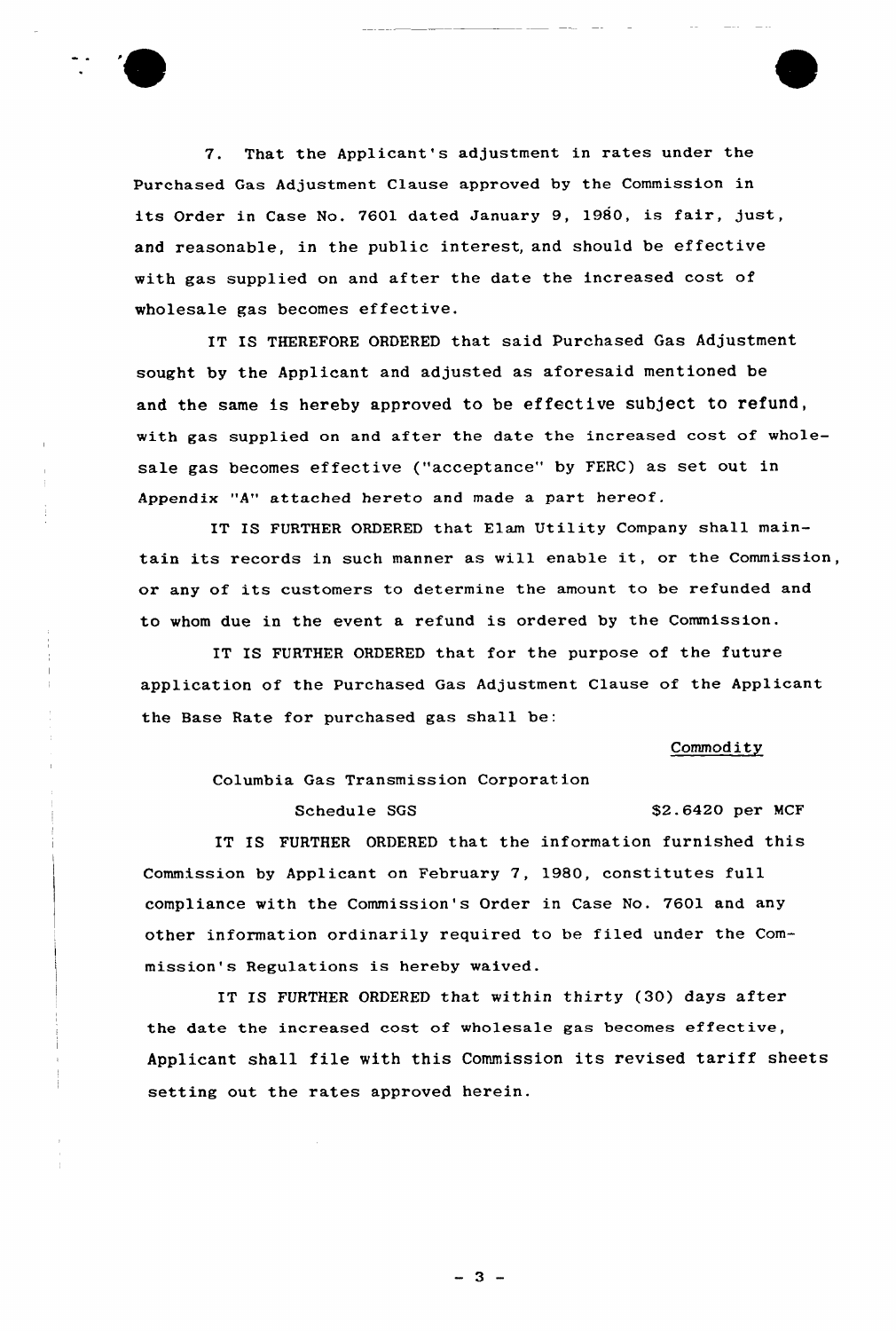7. That the Applicant's adjustment in rates under the Purchased Gas Adjustment Clause approved by the Commission in its Order in Case No. 7601 dated January 9, 1980, is fair, just, and reasonable, in the public interest, and should be effective with gas supplied on and after the date the increased cost of wholesale gas becomes effective.

IT IS THEREFORE ORDERED that said Purchased Gas Adjustment sought by the Applicant and adjusted as aforesaid mentioned be and the same is hereby approved to be effective subject to refund, with gas supplied on and after the date the increased cost of wholesale gas becomes effective ("acceptance" by FERC) as set out in Appendix "A" attached hereto and made a part hereof.

IT IS FURTHER ORDERED that Elam Utility Company shall maintain its records in such manner as will enable it, or the Commission, or any of its customers to determine the amount to be refunded and to whom due in the event a refund is ordered by the Commission.

IT IS FURTHER ORDERED that for the purpose of the future application of the Purchased Gas Adjustment Clause of the Applicant the Base Rate for purchased gas shall be:

| | Commodity |
|---|---|
| Columbia Gas Transmission Corporation | |
| Schedule SGS | $2.6420 per MCF |

IT IS FURTHER ORDERED that the information furnished this Commission by Applicant on February 7, 1980, constitutes full compliance with the Commission's Order in Case No. 7601 and any other information ordinarily required to be filed under the Commission's Regulations is hereby waived.

IT IS FURTHER ORDERED that within thirty (30) days after the date the increased cost of wholesale gas becomes effective, Applicant shall file with this Commission its revised tariff sheets setting out the rates approved herein.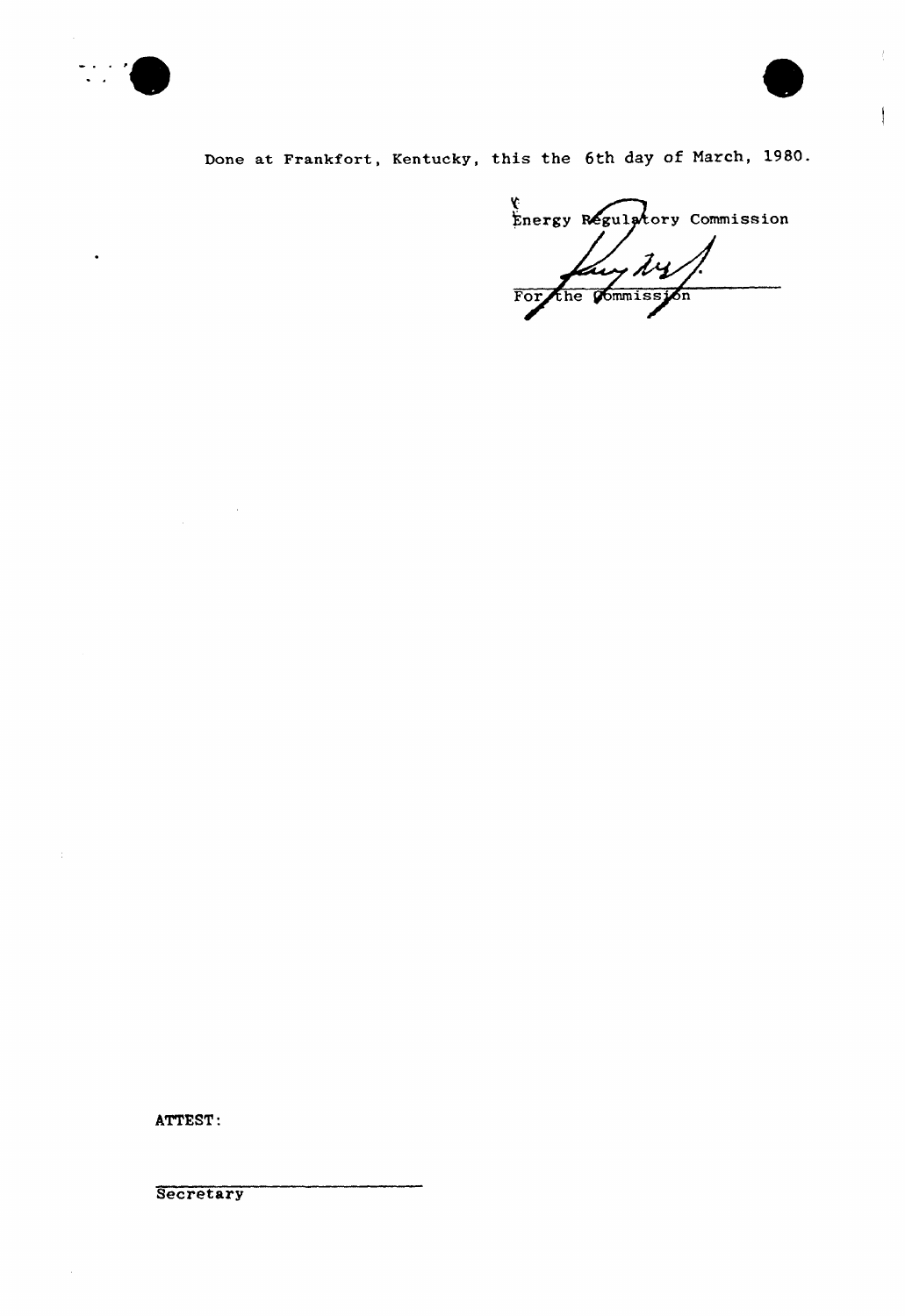Done at Frankfort, Kentucky, this the 6th day of March, 1980.

Energy Regulatory Commission

For the Commission

ATTEST:

Secretary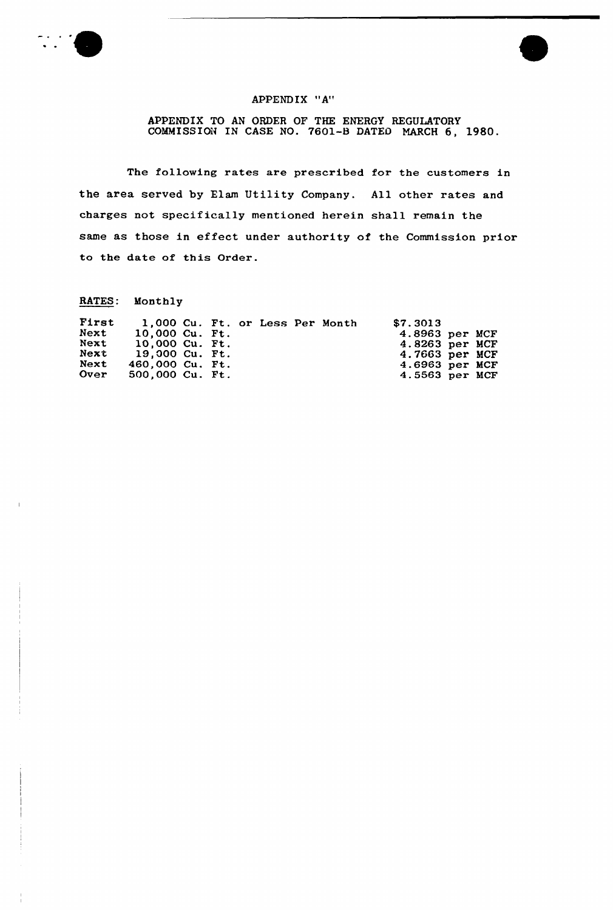# APPENDIX "A"

APPENDIX TO AN ORDER OF THE ENERGY REGULATORY COMMISSION IN CASE NO. 7601-B DATED MARCH 6, 1980.

The following rates are prescribed for the customers in the area served by Elam Utility Company. All other rates and charges not specifically mentioned herein shall remain the same as those in effect under authority of the Commission prior to the date of this Order.

RATES: Monthly

| | | |
|---|---|---|
| First | 1,000 Cu. Ft. or Less Per Month | $7.3013 |
| Next | 10,000 Cu. Ft. | 4.8963 per MCF |
| Next | 10,000 Cu. Ft. | 4.8263 per MCF |
| Next | 19,000 Cu. Ft. | 4.7663 per MCF |
| Next | 460,000 Cu. Ft. | 4.6963 per MCF |
| Over | 500,000 Cu. Ft. | 4.5563 per MCF |